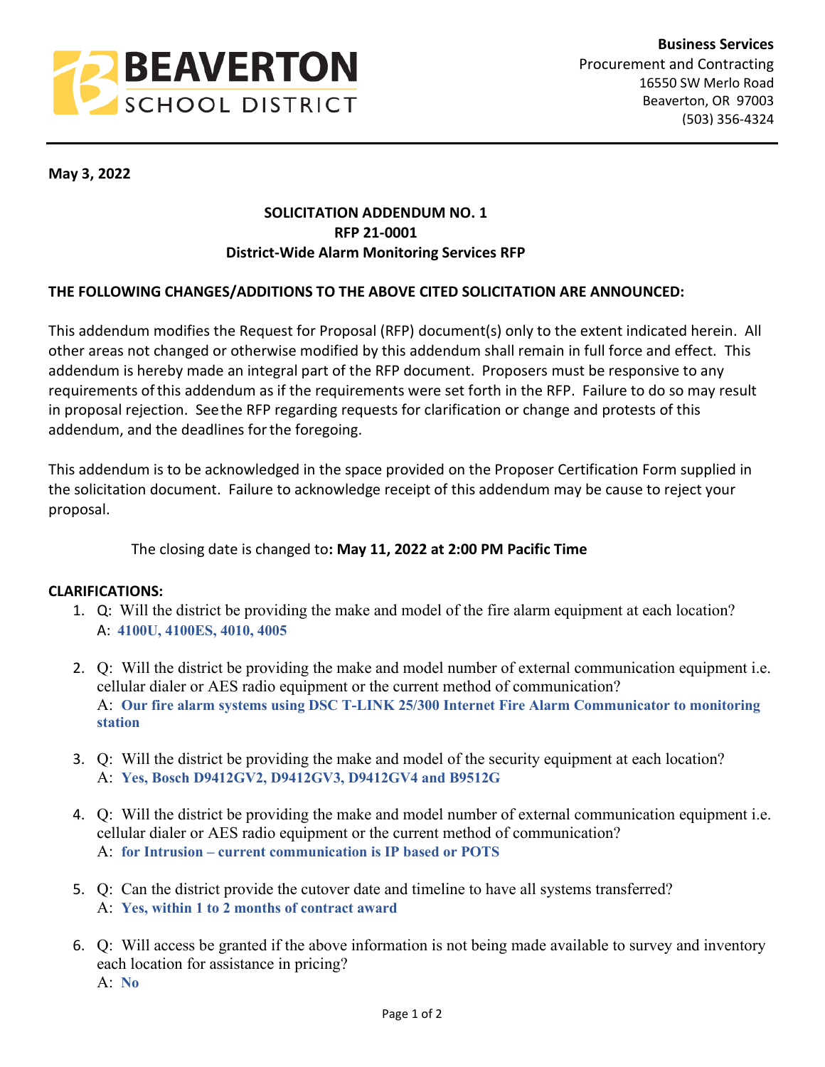**BEAVERTON SCHOOL DISTRICT**

**Business Services**
Procurement and Contracting
16550 SW Merlo Road
Beaverton, OR 97003
(503) 356-4324

**May 3, 2022**

**SOLICITATION ADDENDUM NO. 1**
**RFP 21-0001**
**District-Wide Alarm Monitoring Services RFP**

**THE FOLLOWING CHANGES/ADDITIONS TO THE ABOVE CITED SOLICITATION ARE ANNOUNCED:**

This addendum modifies the Request for Proposal (RFP) document(s) only to the extent indicated herein. All other areas not changed or otherwise modified by this addendum shall remain in full force and effect. This addendum is hereby made an integral part of the RFP document. Proposers must be responsive to any requirements of this addendum as if the requirements were set forth in the RFP. Failure to do so may result in proposal rejection. See the RFP regarding requests for clarification or change and protests of this addendum, and the deadlines for the foregoing.

This addendum is to be acknowledged in the space provided on the Proposer Certification Form supplied in the solicitation document. Failure to acknowledge receipt of this addendum may be cause to reject your proposal.

The closing date is changed to**: May 11, 2022 at 2:00 PM Pacific Time**

**CLARIFICATIONS:**

1. Q: Will the district be providing the make and model of the fire alarm equipment at each location?
   A: **4100U, 4100ES, 4010, 4005**

2. Q: Will the district be providing the make and model number of external communication equipment i.e. cellular dialer or AES radio equipment or the current method of communication?
   A: **Our fire alarm systems using DSC T-LINK 25/300 Internet Fire Alarm Communicator to monitoring station**

3. Q: Will the district be providing the make and model of the security equipment at each location?
   A: **Yes, Bosch D9412GV2, D9412GV3, D9412GV4 and B9512G**

4. Q: Will the district be providing the make and model number of external communication equipment i.e. cellular dialer or AES radio equipment or the current method of communication?
   A: **for Intrusion – current communication is IP based or POTS**

5. Q: Can the district provide the cutover date and timeline to have all systems transferred?
   A: **Yes, within 1 to 2 months of contract award**

6. Q: Will access be granted if the above information is not being made available to survey and inventory each location for assistance in pricing?
   A: **No**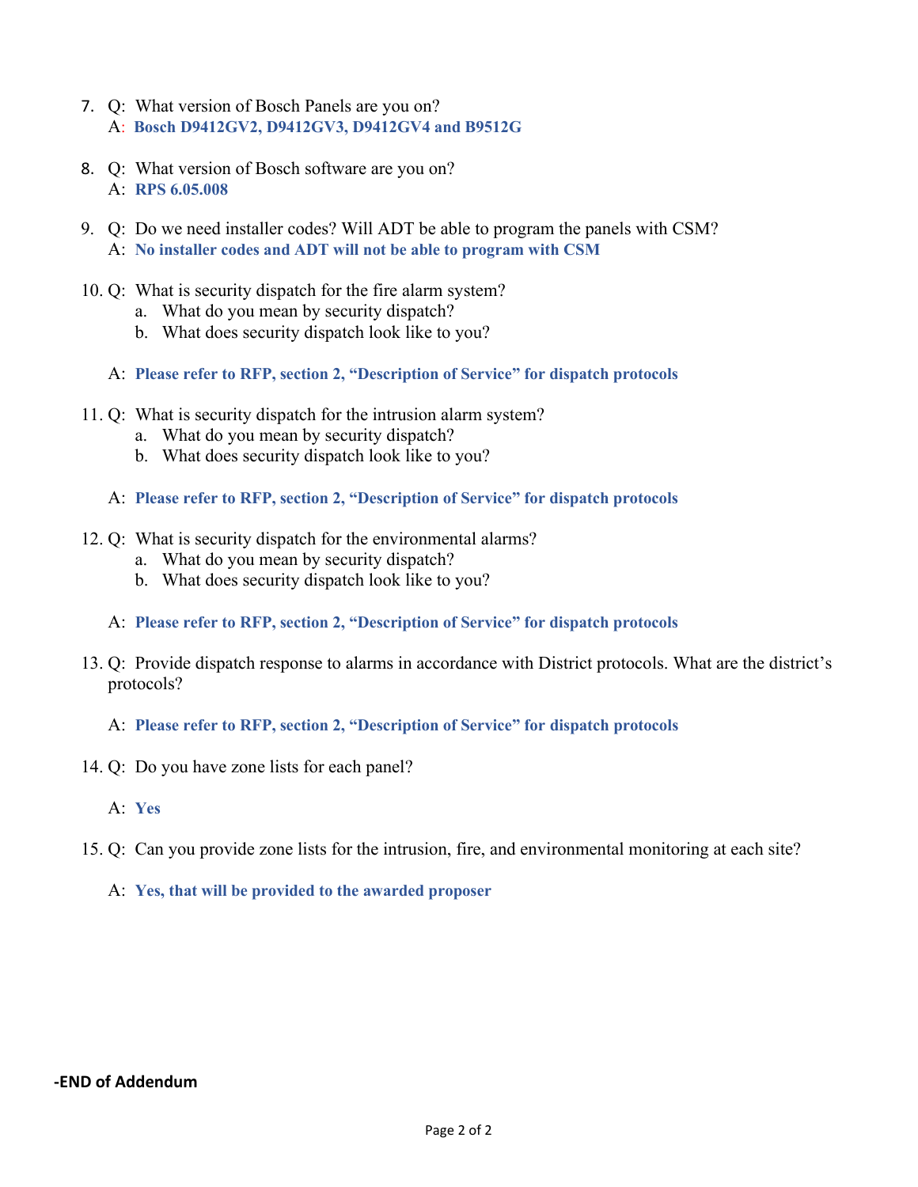7. Q: What version of Bosch Panels are you on?
   A: **Bosch D9412GV2, D9412GV3, D9412GV4 and B9512G**

8. Q: What version of Bosch software are you on?
   A: **RPS 6.05.008**

9. Q: Do we need installer codes? Will ADT be able to program the panels with CSM?
   A: **No installer codes and ADT will not be able to program with CSM**

10. Q: What is security dispatch for the fire alarm system?
    a. What do you mean by security dispatch?
    b. What does security dispatch look like to you?

    A: **Please refer to RFP, section 2, "Description of Service" for dispatch protocols**

11. Q: What is security dispatch for the intrusion alarm system?
    a. What do you mean by security dispatch?
    b. What does security dispatch look like to you?

    A: **Please refer to RFP, section 2, "Description of Service" for dispatch protocols**

12. Q: What is security dispatch for the environmental alarms?
    a. What do you mean by security dispatch?
    b. What does security dispatch look like to you?

    A: **Please refer to RFP, section 2, "Description of Service" for dispatch protocols**

13. Q: Provide dispatch response to alarms in accordance with District protocols. What are the district's protocols?

    A: **Please refer to RFP, section 2, "Description of Service" for dispatch protocols**

14. Q: Do you have zone lists for each panel?

    A: **Yes**

15. Q: Can you provide zone lists for the intrusion, fire, and environmental monitoring at each site?

    A: **Yes, that will be provided to the awarded proposer**

**-END of Addendum**